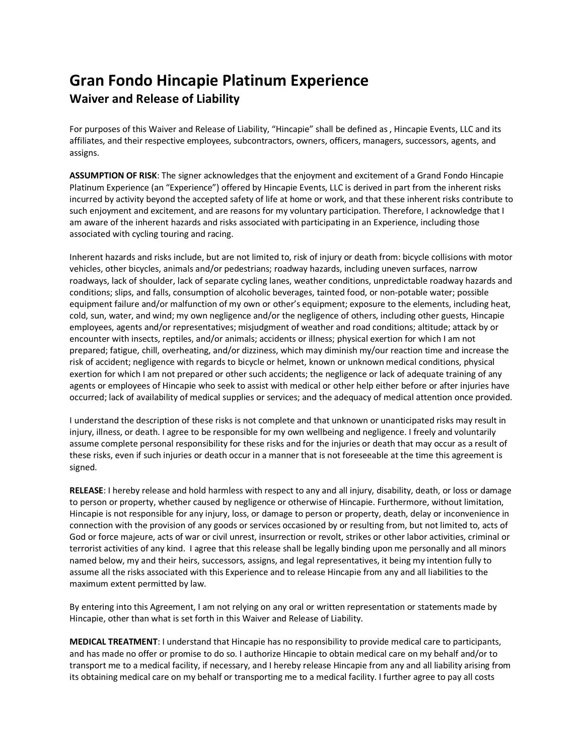# Gran Fondo Hincapie Platinum Experience

## Waiver and Release of Liability

For purposes of this Waiver and Release of Liability, "Hincapie" shall be defined as , Hincapie Events, LLC and its affiliates, and their respective employees, subcontractors, owners, officers, managers, successors, agents, and assigns.

**ASSUMPTION OF RISK**: The signer acknowledges that the enjoyment and excitement of a Grand Fondo Hincapie Platinum Experience (an "Experience") offered by Hincapie Events, LLC is derived in part from the inherent risks incurred by activity beyond the accepted safety of life at home or work, and that these inherent risks contribute to such enjoyment and excitement, and are reasons for my voluntary participation. Therefore, I acknowledge that I am aware of the inherent hazards and risks associated with participating in an Experience, including those associated with cycling touring and racing.

Inherent hazards and risks include, but are not limited to, risk of injury or death from: bicycle collisions with motor vehicles, other bicycles, animals and/or pedestrians; roadway hazards, including uneven surfaces, narrow roadways, lack of shoulder, lack of separate cycling lanes, weather conditions, unpredictable roadway hazards and conditions; slips, and falls, consumption of alcoholic beverages, tainted food, or non-potable water; possible equipment failure and/or malfunction of my own or other's equipment; exposure to the elements, including heat, cold, sun, water, and wind; my own negligence and/or the negligence of others, including other guests, Hincapie employees, agents and/or representatives; misjudgment of weather and road conditions; altitude; attack by or encounter with insects, reptiles, and/or animals; accidents or illness; physical exertion for which I am not prepared; fatigue, chill, overheating, and/or dizziness, which may diminish my/our reaction time and increase the risk of accident; negligence with regards to bicycle or helmet, known or unknown medical conditions, physical exertion for which I am not prepared or other such accidents; the negligence or lack of adequate training of any agents or employees of Hincapie who seek to assist with medical or other help either before or after injuries have occurred; lack of availability of medical supplies or services; and the adequacy of medical attention once provided.

I understand the description of these risks is not complete and that unknown or unanticipated risks may result in injury, illness, or death. I agree to be responsible for my own wellbeing and negligence. I freely and voluntarily assume complete personal responsibility for these risks and for the injuries or death that may occur as a result of these risks, even if such injuries or death occur in a manner that is not foreseeable at the time this agreement is signed.

**RELEASE**: I hereby release and hold harmless with respect to any and all injury, disability, death, or loss or damage to person or property, whether caused by negligence or otherwise of Hincapie. Furthermore, without limitation, Hincapie is not responsible for any injury, loss, or damage to person or property, death, delay or inconvenience in connection with the provision of any goods or services occasioned by or resulting from, but not limited to, acts of God or force majeure, acts of war or civil unrest, insurrection or revolt, strikes or other labor activities, criminal or terrorist activities of any kind. I agree that this release shall be legally binding upon me personally and all minors named below, my and their heirs, successors, assigns, and legal representatives, it being my intention fully to assume all the risks associated with this Experience and to release Hincapie from any and all liabilities to the maximum extent permitted by law.

By entering into this Agreement, I am not relying on any oral or written representation or statements made by Hincapie, other than what is set forth in this Waiver and Release of Liability.

**MEDICAL TREATMENT**: I understand that Hincapie has no responsibility to provide medical care to participants, and has made no offer or promise to do so. I authorize Hincapie to obtain medical care on my behalf and/or to transport me to a medical facility, if necessary, and I hereby release Hincapie from any and all liability arising from its obtaining medical care on my behalf or transporting me to a medical facility. I further agree to pay all costs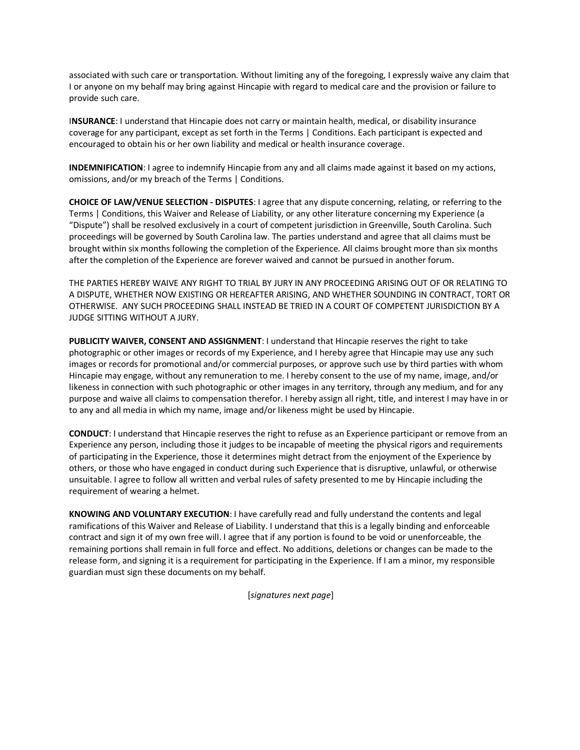associated with such care or transportation. Without limiting any of the foregoing, I expressly waive any claim that I or anyone on my behalf may bring against Hincapie with regard to medical care and the provision or failure to provide such care.

I**NSURANCE**: I understand that Hincapie does not carry or maintain health, medical, or disability insurance coverage for any participant, except as set forth in the Terms | Conditions. Each participant is expected and encouraged to obtain his or her own liability and medical or health insurance coverage.

**INDEMNIFICATION**: I agree to indemnify Hincapie from any and all claims made against it based on my actions, omissions, and/or my breach of the Terms | Conditions.

**CHOICE OF LAW/VENUE SELECTION - DISPUTES**: I agree that any dispute concerning, relating, or referring to the Terms | Conditions, this Waiver and Release of Liability, or any other literature concerning my Experience (a "Dispute") shall be resolved exclusively in a court of competent jurisdiction in Greenville, South Carolina. Such proceedings will be governed by South Carolina law. The parties understand and agree that all claims must be brought within six months following the completion of the Experience. All claims brought more than six months after the completion of the Experience are forever waived and cannot be pursued in another forum.

THE PARTIES HEREBY WAIVE ANY RIGHT TO TRIAL BY JURY IN ANY PROCEEDING ARISING OUT OF OR RELATING TO A DISPUTE, WHETHER NOW EXISTING OR HEREAFTER ARISING, AND WHETHER SOUNDING IN CONTRACT, TORT OR OTHERWISE. ANY SUCH PROCEEDING SHALL INSTEAD BE TRIED IN A COURT OF COMPETENT JURISDICTION BY A JUDGE SITTING WITHOUT A JURY.

**PUBLICITY WAIVER, CONSENT AND ASSIGNMENT**: I understand that Hincapie reserves the right to take photographic or other images or records of my Experience, and I hereby agree that Hincapie may use any such images or records for promotional and/or commercial purposes, or approve such use by third parties with whom Hincapie may engage, without any remuneration to me. I hereby consent to the use of my name, image, and/or likeness in connection with such photographic or other images in any territory, through any medium, and for any purpose and waive all claims to compensation therefor. I hereby assign all right, title, and interest I may have in or to any and all media in which my name, image and/or likeness might be used by Hincapie.

**CONDUCT**: I understand that Hincapie reserves the right to refuse as an Experience participant or remove from an Experience any person, including those it judges to be incapable of meeting the physical rigors and requirements of participating in the Experience, those it determines might detract from the enjoyment of the Experience by others, or those who have engaged in conduct during such Experience that is disruptive, unlawful, or otherwise unsuitable. I agree to follow all written and verbal rules of safety presented to me by Hincapie including the requirement of wearing a helmet.

**KNOWING AND VOLUNTARY EXECUTION**: I have carefully read and fully understand the contents and legal ramifications of this Waiver and Release of Liability. I understand that this is a legally binding and enforceable contract and sign it of my own free will. I agree that if any portion is found to be void or unenforceable, the remaining portions shall remain in full force and effect. No additions, deletions or changes can be made to the release form, and signing it is a requirement for participating in the Experience. If I am a minor, my responsible guardian must sign these documents on my behalf.

[*signatures next page*]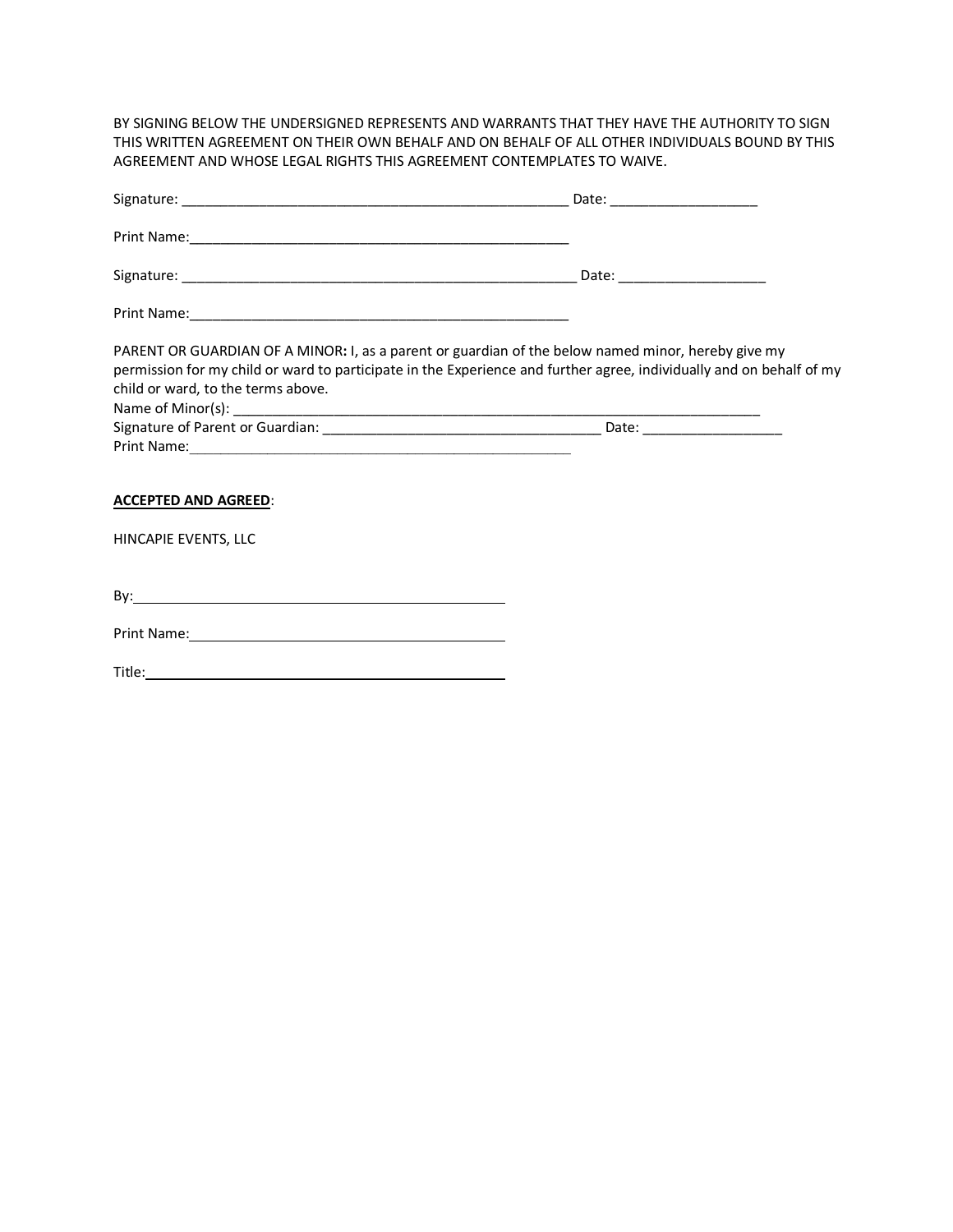BY SIGNING BELOW THE UNDERSIGNED REPRESENTS AND WARRANTS THAT THEY HAVE THE AUTHORITY TO SIGN THIS WRITTEN AGREEMENT ON THEIR OWN BEHALF AND ON BEHALF OF ALL OTHER INDIVIDUALS BOUND BY THIS AGREEMENT AND WHOSE LEGAL RIGHTS THIS AGREEMENT CONTEMPLATES TO WAIVE.

Signature: ____________________________________________________ Date: ___________________

Print Name:____________________________________________________

Signature: ______________________________________________________ Date: ___________________

Print Name:____________________________________________________

PARENT OR GUARDIAN OF A MINOR**:** I, as a parent or guardian of the below named minor, hereby give my permission for my child or ward to participate in the Experience and further agree, individually and on behalf of my child or ward, to the terms above.
Name of Minor(s): _______________________________________________________________________
Signature of Parent or Guardian: ______________________________________ Date: __________________
Print Name:____________________________________________________

**ACCEPTED AND AGREED**:

HINCAPIE EVENTS, LLC

By:____________________________________________________

Print Name:_____________________________________________

Title:__________________________________________________